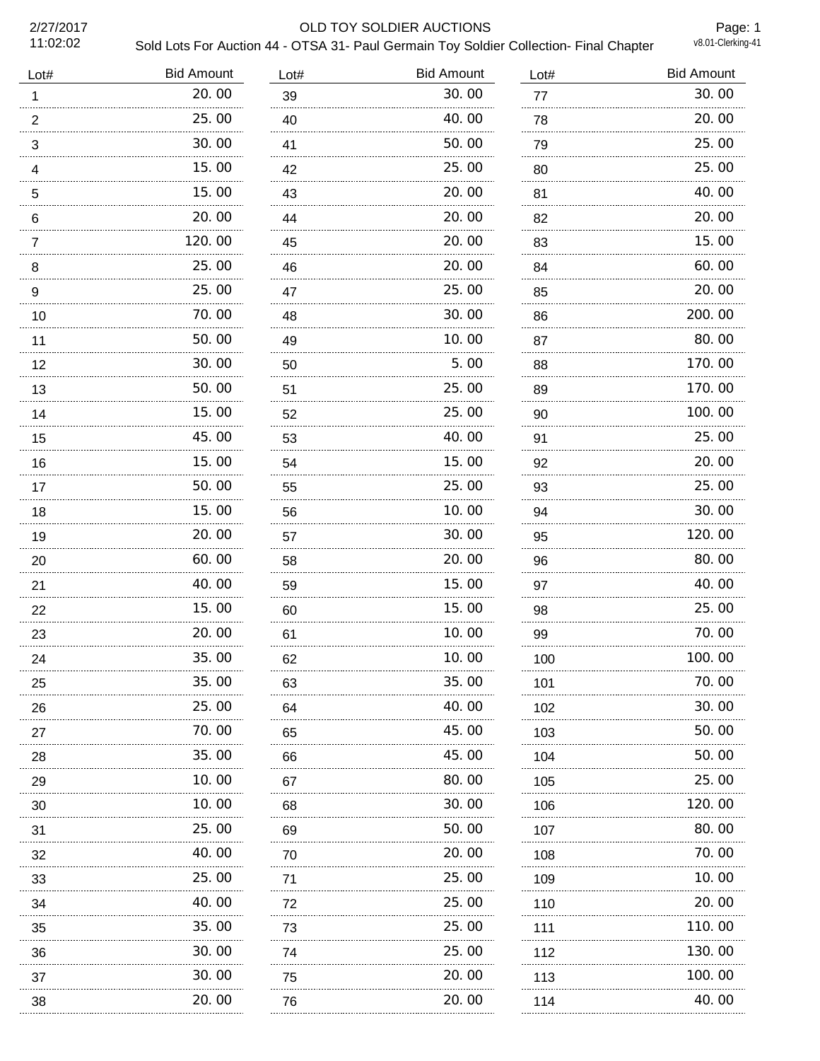# OLD TOY SOLDIER AUCTIONS

## Sold Lots For Auction 44 - OTSA 31- Paul Germain Toy Soldier Collection- Final Chapter

2/27/2017 11:02:02

v8.01-Clerking-41

| Lot# | Bid Amount |
|---|---|
| 1 | 20.00 |
| 2 | 25.00 |
| 3 | 30.00 |
| 4 | 15.00 |
| 5 | 15.00 |
| 6 | 20.00 |
| 7 | 120.00 |
| 8 | 25.00 |
| 9 | 25.00 |
| 10 | 70.00 |
| 11 | 50.00 |
| 12 | 30.00 |
| 13 | 50.00 |
| 14 | 15.00 |
| 15 | 45.00 |
| 16 | 15.00 |
| 17 | 50.00 |
| 18 | 15.00 |
| 19 | 20.00 |
| 20 | 60.00 |
| 21 | 40.00 |
| 22 | 15.00 |
| 23 | 20.00 |
| 24 | 35.00 |
| 25 | 35.00 |
| 26 | 25.00 |
| 27 | 70.00 |
| 28 | 35.00 |
| 29 | 10.00 |
| 30 | 10.00 |
| 31 | 25.00 |
| 32 | 40.00 |
| 33 | 25.00 |
| 34 | 40.00 |
| 35 | 35.00 |
| 36 | 30.00 |
| 37 | 30.00 |
| 38 | 20.00 |
| 39 | 30.00 |
| 40 | 40.00 |
| 41 | 50.00 |
| 42 | 25.00 |
| 43 | 20.00 |
| 44 | 20.00 |
| 45 | 20.00 |
| 46 | 20.00 |
| 47 | 25.00 |
| 48 | 30.00 |
| 49 | 10.00 |
| 50 | 5.00 |
| 51 | 25.00 |
| 52 | 25.00 |
| 53 | 40.00 |
| 54 | 15.00 |
| 55 | 25.00 |
| 56 | 10.00 |
| 57 | 30.00 |
| 58 | 20.00 |
| 59 | 15.00 |
| 60 | 15.00 |
| 61 | 10.00 |
| 62 | 10.00 |
| 63 | 35.00 |
| 64 | 40.00 |
| 65 | 45.00 |
| 66 | 45.00 |
| 67 | 80.00 |
| 68 | 30.00 |
| 69 | 50.00 |
| 70 | 20.00 |
| 71 | 25.00 |
| 72 | 25.00 |
| 73 | 25.00 |
| 74 | 25.00 |
| 75 | 20.00 |
| 76 | 20.00 |
| 77 | 30.00 |
| 78 | 20.00 |
| 79 | 25.00 |
| 80 | 25.00 |
| 81 | 40.00 |
| 82 | 20.00 |
| 83 | 15.00 |
| 84 | 60.00 |
| 85 | 20.00 |
| 86 | 200.00 |
| 87 | 80.00 |
| 88 | 170.00 |
| 89 | 170.00 |
| 90 | 100.00 |
| 91 | 25.00 |
| 92 | 20.00 |
| 93 | 25.00 |
| 94 | 30.00 |
| 95 | 120.00 |
| 96 | 80.00 |
| 97 | 40.00 |
| 98 | 25.00 |
| 99 | 70.00 |
| 100 | 100.00 |
| 101 | 70.00 |
| 102 | 30.00 |
| 103 | 50.00 |
| 104 | 50.00 |
| 105 | 25.00 |
| 106 | 120.00 |
| 107 | 80.00 |
| 108 | 70.00 |
| 109 | 10.00 |
| 110 | 20.00 |
| 111 | 110.00 |
| 112 | 130.00 |
| 113 | 100.00 |
| 114 | 40.00 |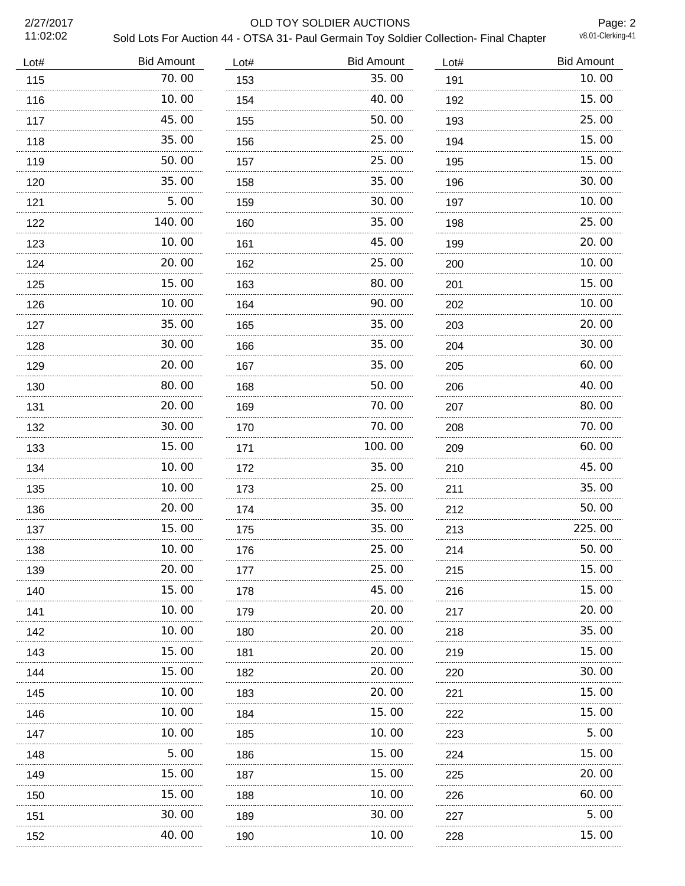| Lot# | Bid Amount | Lot# | Bid Amount | Lot# | Bid Amount |
|---|---|---|---|---|---|
| 115 | 70.00 | 153 | 35.00 | 191 | 10.00 |
| 116 | 10.00 | 154 | 40.00 | 192 | 15.00 |
| 117 | 45.00 | 155 | 50.00 | 193 | 25.00 |
| 118 | 35.00 | 156 | 25.00 | 194 | 15.00 |
| 119 | 50.00 | 157 | 25.00 | 195 | 15.00 |
| 120 | 35.00 | 158 | 35.00 | 196 | 30.00 |
| 121 | 5.00 | 159 | 30.00 | 197 | 10.00 |
| 122 | 140.00 | 160 | 35.00 | 198 | 25.00 |
| 123 | 10.00 | 161 | 45.00 | 199 | 20.00 |
| 124 | 20.00 | 162 | 25.00 | 200 | 10.00 |
| 125 | 15.00 | 163 | 80.00 | 201 | 15.00 |
| 126 | 10.00 | 164 | 90.00 | 202 | 10.00 |
| 127 | 35.00 | 165 | 35.00 | 203 | 20.00 |
| 128 | 30.00 | 166 | 35.00 | 204 | 30.00 |
| 129 | 20.00 | 167 | 35.00 | 205 | 60.00 |
| 130 | 80.00 | 168 | 50.00 | 206 | 40.00 |
| 131 | 20.00 | 169 | 70.00 | 207 | 80.00 |
| 132 | 30.00 | 170 | 70.00 | 208 | 70.00 |
| 133 | 15.00 | 171 | 100.00 | 209 | 60.00 |
| 134 | 10.00 | 172 | 35.00 | 210 | 45.00 |
| 135 | 10.00 | 173 | 25.00 | 211 | 35.00 |
| 136 | 20.00 | 174 | 35.00 | 212 | 50.00 |
| 137 | 15.00 | 175 | 35.00 | 213 | 225.00 |
| 138 | 10.00 | 176 | 25.00 | 214 | 50.00 |
| 139 | 20.00 | 177 | 25.00 | 215 | 15.00 |
| 140 | 15.00 | 178 | 45.00 | 216 | 15.00 |
| 141 | 10.00 | 179 | 20.00 | 217 | 20.00 |
| 142 | 10.00 | 180 | 20.00 | 218 | 35.00 |
| 143 | 15.00 | 181 | 20.00 | 219 | 15.00 |
| 144 | 15.00 | 182 | 20.00 | 220 | 30.00 |
| 145 | 10.00 | 183 | 20.00 | 221 | 15.00 |
| 146 | 10.00 | 184 | 15.00 | 222 | 15.00 |
| 147 | 10.00 | 185 | 10.00 | 223 | 5.00 |
| 148 | 5.00 | 186 | 15.00 | 224 | 15.00 |
| 149 | 15.00 | 187 | 15.00 | 225 | 20.00 |
| 150 | 15.00 | 188 | 10.00 | 226 | 60.00 |
| 151 | 30.00 | 189 | 30.00 | 227 | 5.00 |
| 152 | 40.00 | 190 | 10.00 | 228 | 15.00 |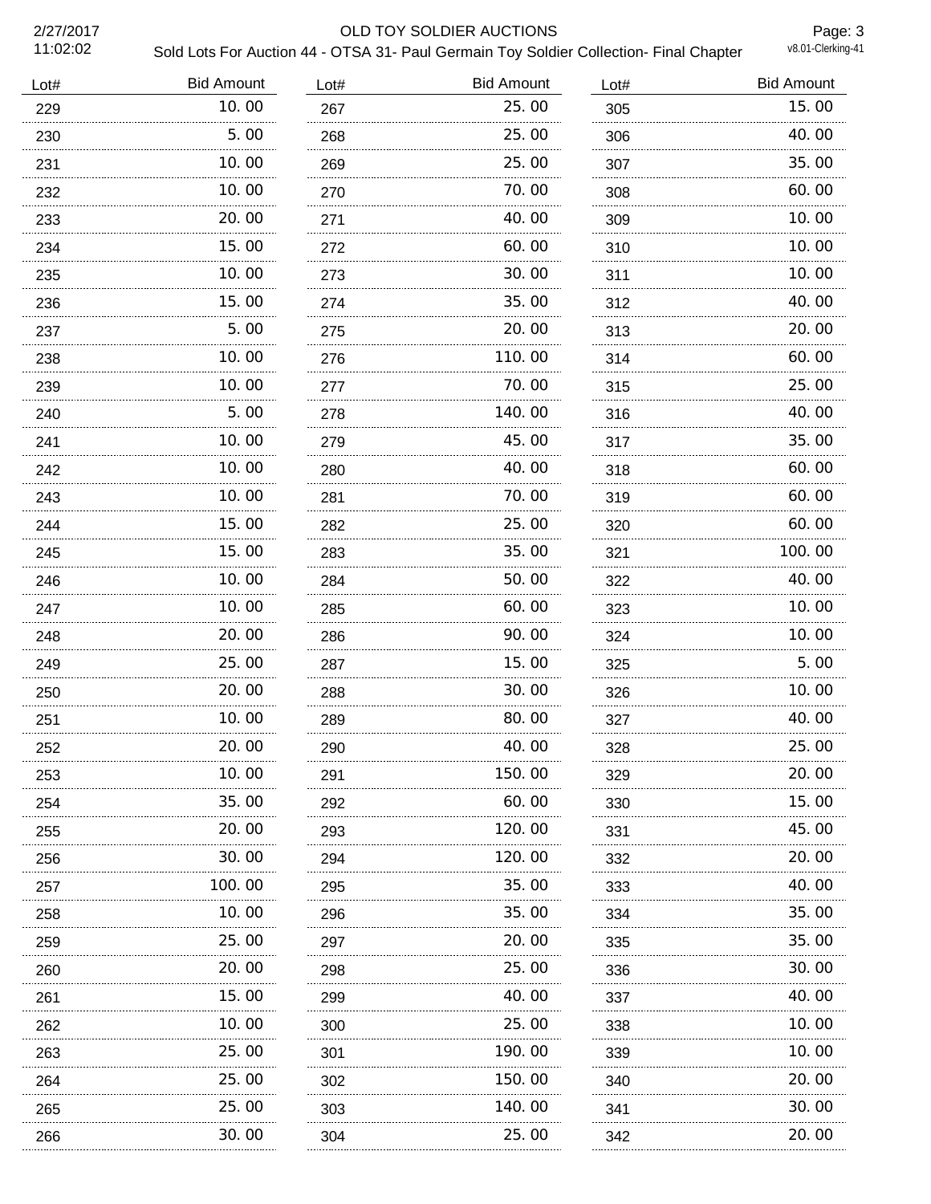| Lot# | Bid Amount | Lot# | Bid Amount | Lot# | Bid Amount |
|---|---|---|---|---|---|
| 229 | 10.00 | 267 | 25.00 | 305 | 15.00 |
| 230 | 5.00 | 268 | 25.00 | 306 | 40.00 |
| 231 | 10.00 | 269 | 25.00 | 307 | 35.00 |
| 232 | 10.00 | 270 | 70.00 | 308 | 60.00 |
| 233 | 20.00 | 271 | 40.00 | 309 | 10.00 |
| 234 | 15.00 | 272 | 60.00 | 310 | 10.00 |
| 235 | 10.00 | 273 | 30.00 | 311 | 10.00 |
| 236 | 15.00 | 274 | 35.00 | 312 | 40.00 |
| 237 | 5.00 | 275 | 20.00 | 313 | 20.00 |
| 238 | 10.00 | 276 | 110.00 | 314 | 60.00 |
| 239 | 10.00 | 277 | 70.00 | 315 | 25.00 |
| 240 | 5.00 | 278 | 140.00 | 316 | 40.00 |
| 241 | 10.00 | 279 | 45.00 | 317 | 35.00 |
| 242 | 10.00 | 280 | 40.00 | 318 | 60.00 |
| 243 | 10.00 | 281 | 70.00 | 319 | 60.00 |
| 244 | 15.00 | 282 | 25.00 | 320 | 60.00 |
| 245 | 15.00 | 283 | 35.00 | 321 | 100.00 |
| 246 | 10.00 | 284 | 50.00 | 322 | 40.00 |
| 247 | 10.00 | 285 | 60.00 | 323 | 10.00 |
| 248 | 20.00 | 286 | 90.00 | 324 | 10.00 |
| 249 | 25.00 | 287 | 15.00 | 325 | 5.00 |
| 250 | 20.00 | 288 | 30.00 | 326 | 10.00 |
| 251 | 10.00 | 289 | 80.00 | 327 | 40.00 |
| 252 | 20.00 | 290 | 40.00 | 328 | 25.00 |
| 253 | 10.00 | 291 | 150.00 | 329 | 20.00 |
| 254 | 35.00 | 292 | 60.00 | 330 | 15.00 |
| 255 | 20.00 | 293 | 120.00 | 331 | 45.00 |
| 256 | 30.00 | 294 | 120.00 | 332 | 20.00 |
| 257 | 100.00 | 295 | 35.00 | 333 | 40.00 |
| 258 | 10.00 | 296 | 35.00 | 334 | 35.00 |
| 259 | 25.00 | 297 | 20.00 | 335 | 35.00 |
| 260 | 20.00 | 298 | 25.00 | 336 | 30.00 |
| 261 | 15.00 | 299 | 40.00 | 337 | 40.00 |
| 262 | 10.00 | 300 | 25.00 | 338 | 10.00 |
| 263 | 25.00 | 301 | 190.00 | 339 | 10.00 |
| 264 | 25.00 | 302 | 150.00 | 340 | 20.00 |
| 265 | 25.00 | 303 | 140.00 | 341 | 30.00 |
| 266 | 30.00 | 304 | 25.00 | 342 | 20.00 |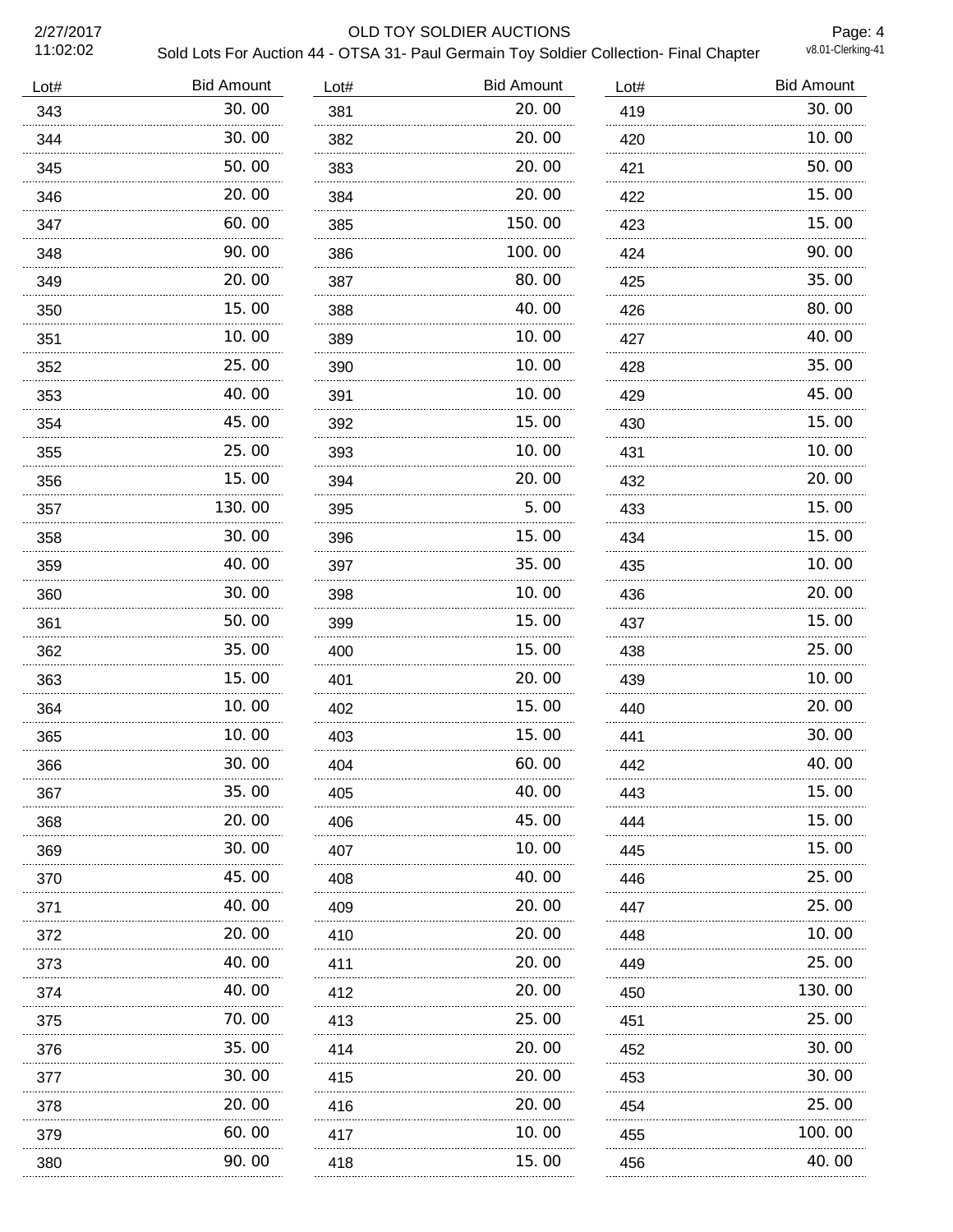| Lot# | Bid Amount | Lot# | Bid Amount | Lot# | Bid Amount |
|---|---|---|---|---|---|
| 343 | 30.00 | 381 | 20.00 | 419 | 30.00 |
| 344 | 30.00 | 382 | 20.00 | 420 | 10.00 |
| 345 | 50.00 | 383 | 20.00 | 421 | 50.00 |
| 346 | 20.00 | 384 | 20.00 | 422 | 15.00 |
| 347 | 60.00 | 385 | 150.00 | 423 | 15.00 |
| 348 | 90.00 | 386 | 100.00 | 424 | 90.00 |
| 349 | 20.00 | 387 | 80.00 | 425 | 35.00 |
| 350 | 15.00 | 388 | 40.00 | 426 | 80.00 |
| 351 | 10.00 | 389 | 10.00 | 427 | 40.00 |
| 352 | 25.00 | 390 | 10.00 | 428 | 35.00 |
| 353 | 40.00 | 391 | 10.00 | 429 | 45.00 |
| 354 | 45.00 | 392 | 15.00 | 430 | 15.00 |
| 355 | 25.00 | 393 | 10.00 | 431 | 10.00 |
| 356 | 15.00 | 394 | 20.00 | 432 | 20.00 |
| 357 | 130.00 | 395 | 5.00 | 433 | 15.00 |
| 358 | 30.00 | 396 | 15.00 | 434 | 15.00 |
| 359 | 40.00 | 397 | 35.00 | 435 | 10.00 |
| 360 | 30.00 | 398 | 10.00 | 436 | 20.00 |
| 361 | 50.00 | 399 | 15.00 | 437 | 15.00 |
| 362 | 35.00 | 400 | 15.00 | 438 | 25.00 |
| 363 | 15.00 | 401 | 20.00 | 439 | 10.00 |
| 364 | 10.00 | 402 | 15.00 | 440 | 20.00 |
| 365 | 10.00 | 403 | 15.00 | 441 | 30.00 |
| 366 | 30.00 | 404 | 60.00 | 442 | 40.00 |
| 367 | 35.00 | 405 | 40.00 | 443 | 15.00 |
| 368 | 20.00 | 406 | 45.00 | 444 | 15.00 |
| 369 | 30.00 | 407 | 10.00 | 445 | 15.00 |
| 370 | 45.00 | 408 | 40.00 | 446 | 25.00 |
| 371 | 40.00 | 409 | 20.00 | 447 | 25.00 |
| 372 | 20.00 | 410 | 20.00 | 448 | 10.00 |
| 373 | 40.00 | 411 | 20.00 | 449 | 25.00 |
| 374 | 40.00 | 412 | 20.00 | 450 | 130.00 |
| 375 | 70.00 | 413 | 25.00 | 451 | 25.00 |
| 376 | 35.00 | 414 | 20.00 | 452 | 30.00 |
| 377 | 30.00 | 415 | 20.00 | 453 | 30.00 |
| 378 | 20.00 | 416 | 20.00 | 454 | 25.00 |
| 379 | 60.00 | 417 | 10.00 | 455 | 100.00 |
| 380 | 90.00 | 418 | 15.00 | 456 | 40.00 |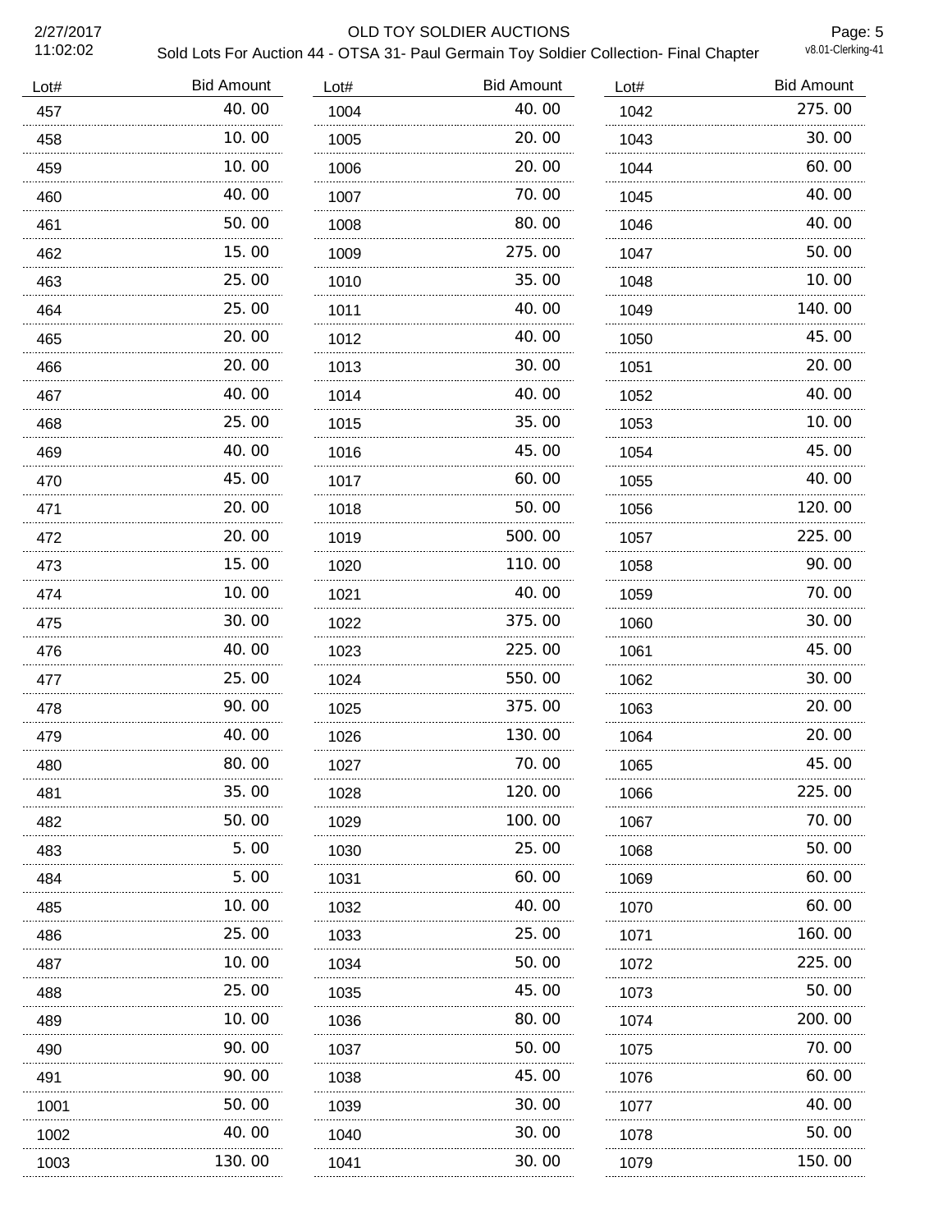| Lot# | Bid Amount | Lot# | Bid Amount | Lot# | Bid Amount |
|---|---|---|---|---|---|
| 457 | 40.00 | 1004 | 40.00 | 1042 | 275.00 |
| 458 | 10.00 | 1005 | 20.00 | 1043 | 30.00 |
| 459 | 10.00 | 1006 | 20.00 | 1044 | 60.00 |
| 460 | 40.00 | 1007 | 70.00 | 1045 | 40.00 |
| 461 | 50.00 | 1008 | 80.00 | 1046 | 40.00 |
| 462 | 15.00 | 1009 | 275.00 | 1047 | 50.00 |
| 463 | 25.00 | 1010 | 35.00 | 1048 | 10.00 |
| 464 | 25.00 | 1011 | 40.00 | 1049 | 140.00 |
| 465 | 20.00 | 1012 | 40.00 | 1050 | 45.00 |
| 466 | 20.00 | 1013 | 30.00 | 1051 | 20.00 |
| 467 | 40.00 | 1014 | 40.00 | 1052 | 40.00 |
| 468 | 25.00 | 1015 | 35.00 | 1053 | 10.00 |
| 469 | 40.00 | 1016 | 45.00 | 1054 | 45.00 |
| 470 | 45.00 | 1017 | 60.00 | 1055 | 40.00 |
| 471 | 20.00 | 1018 | 50.00 | 1056 | 120.00 |
| 472 | 20.00 | 1019 | 500.00 | 1057 | 225.00 |
| 473 | 15.00 | 1020 | 110.00 | 1058 | 90.00 |
| 474 | 10.00 | 1021 | 40.00 | 1059 | 70.00 |
| 475 | 30.00 | 1022 | 375.00 | 1060 | 30.00 |
| 476 | 40.00 | 1023 | 225.00 | 1061 | 45.00 |
| 477 | 25.00 | 1024 | 550.00 | 1062 | 30.00 |
| 478 | 90.00 | 1025 | 375.00 | 1063 | 20.00 |
| 479 | 40.00 | 1026 | 130.00 | 1064 | 20.00 |
| 480 | 80.00 | 1027 | 70.00 | 1065 | 45.00 |
| 481 | 35.00 | 1028 | 120.00 | 1066 | 225.00 |
| 482 | 50.00 | 1029 | 100.00 | 1067 | 70.00 |
| 483 | 5.00 | 1030 | 25.00 | 1068 | 50.00 |
| 484 | 5.00 | 1031 | 60.00 | 1069 | 60.00 |
| 485 | 10.00 | 1032 | 40.00 | 1070 | 60.00 |
| 486 | 25.00 | 1033 | 25.00 | 1071 | 160.00 |
| 487 | 10.00 | 1034 | 50.00 | 1072 | 225.00 |
| 488 | 25.00 | 1035 | 45.00 | 1073 | 50.00 |
| 489 | 10.00 | 1036 | 80.00 | 1074 | 200.00 |
| 490 | 90.00 | 1037 | 50.00 | 1075 | 70.00 |
| 491 | 90.00 | 1038 | 45.00 | 1076 | 60.00 |
| 1001 | 50.00 | 1039 | 30.00 | 1077 | 40.00 |
| 1002 | 40.00 | 1040 | 30.00 | 1078 | 50.00 |
| 1003 | 130.00 | 1041 | 30.00 | 1079 | 150.00 |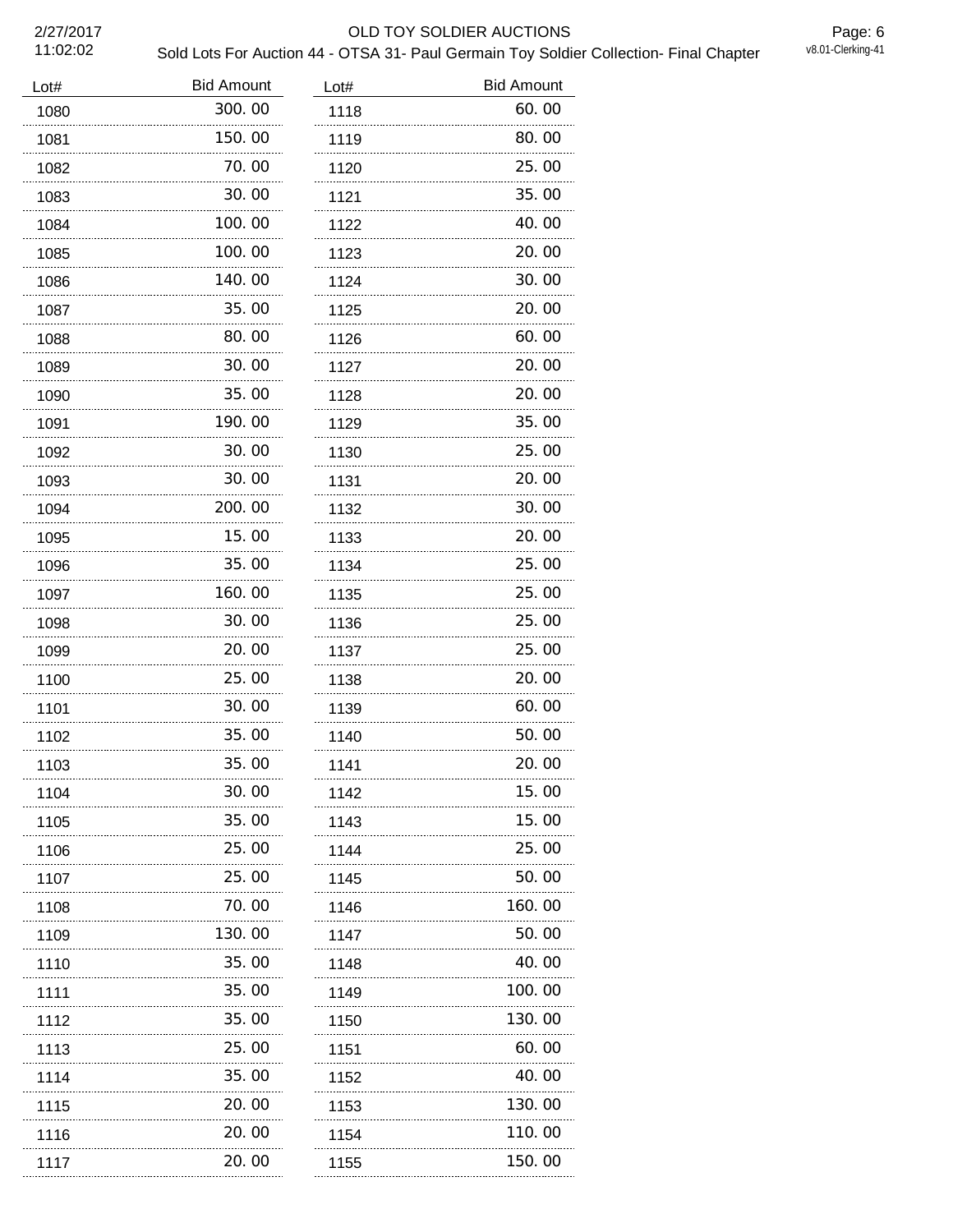| Lot# | Bid Amount |
|---|---|
| 1080 | 300.00 |
| 1081 | 150.00 |
| 1082 | 70.00 |
| 1083 | 30.00 |
| 1084 | 100.00 |
| 1085 | 100.00 |
| 1086 | 140.00 |
| 1087 | 35.00 |
| 1088 | 80.00 |
| 1089 | 30.00 |
| 1090 | 35.00 |
| 1091 | 190.00 |
| 1092 | 30.00 |
| 1093 | 30.00 |
| 1094 | 200.00 |
| 1095 | 15.00 |
| 1096 | 35.00 |
| 1097 | 160.00 |
| 1098 | 30.00 |
| 1099 | 20.00 |
| 1100 | 25.00 |
| 1101 | 30.00 |
| 1102 | 35.00 |
| 1103 | 35.00 |
| 1104 | 30.00 |
| 1105 | 35.00 |
| 1106 | 25.00 |
| 1107 | 25.00 |
| 1108 | 70.00 |
| 1109 | 130.00 |
| 1110 | 35.00 |
| 1111 | 35.00 |
| 1112 | 35.00 |
| 1113 | 25.00 |
| 1114 | 35.00 |
| 1115 | 20.00 |
| 1116 | 20.00 |
| 1117 | 20.00 |
| 1118 | 60.00 |
| 1119 | 80.00 |
| 1120 | 25.00 |
| 1121 | 35.00 |
| 1122 | 40.00 |
| 1123 | 20.00 |
| 1124 | 30.00 |
| 1125 | 20.00 |
| 1126 | 60.00 |
| 1127 | 20.00 |
| 1128 | 20.00 |
| 1129 | 35.00 |
| 1130 | 25.00 |
| 1131 | 20.00 |
| 1132 | 30.00 |
| 1133 | 20.00 |
| 1134 | 25.00 |
| 1135 | 25.00 |
| 1136 | 25.00 |
| 1137 | 25.00 |
| 1138 | 20.00 |
| 1139 | 60.00 |
| 1140 | 50.00 |
| 1141 | 20.00 |
| 1142 | 15.00 |
| 1143 | 15.00 |
| 1144 | 25.00 |
| 1145 | 50.00 |
| 1146 | 160.00 |
| 1147 | 50.00 |
| 1148 | 40.00 |
| 1149 | 100.00 |
| 1150 | 130.00 |
| 1151 | 60.00 |
| 1152 | 40.00 |
| 1153 | 130.00 |
| 1154 | 110.00 |
| 1155 | 150.00 |